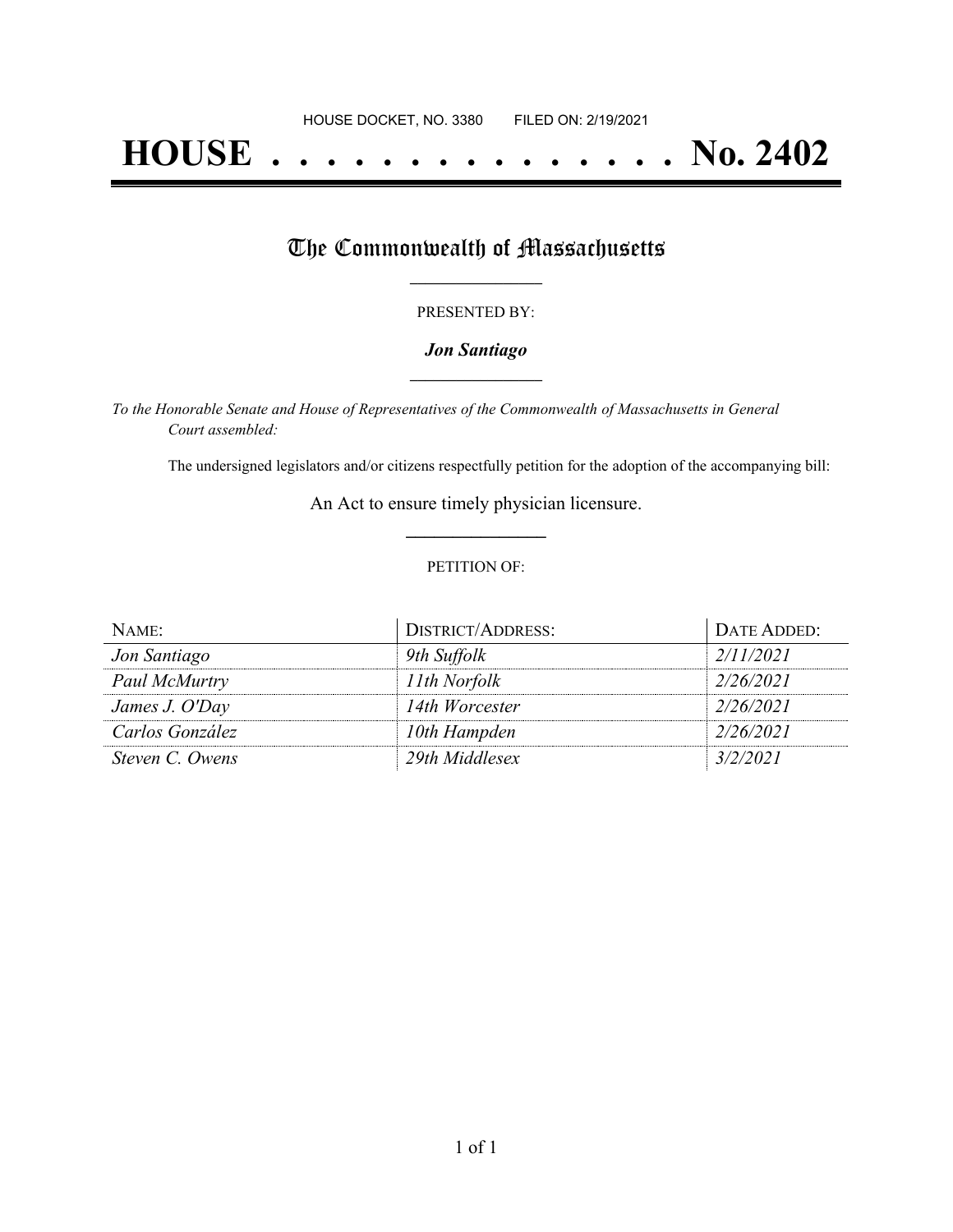HOUSE DOCKET, NO. 3380 FILED ON: 2/19/2021

# HOUSE . . . . . . . . . . . . . . . No. 2402

## The Commonwealth of Massachusetts

PRESENTED BY:

***Jon Santiago***

*To the Honorable Senate and House of Representatives of the Commonwealth of Massachusetts in General Court assembled:*

The undersigned legislators and/or citizens respectfully petition for the adoption of the accompanying bill:

An Act to ensure timely physician licensure.

PETITION OF:

| NAME: | DISTRICT/ADDRESS: | DATE ADDED: |
|---|---|---|
| *Jon Santiago* | *9th Suffolk* | *2/11/2021* |
| *Paul McMurtry* | *11th Norfolk* | *2/26/2021* |
| *James J. O'Day* | *14th Worcester* | *2/26/2021* |
| *Carlos González* | *10th Hampden* | *2/26/2021* |
| *Steven C. Owens* | *29th Middlesex* | *3/2/2021* |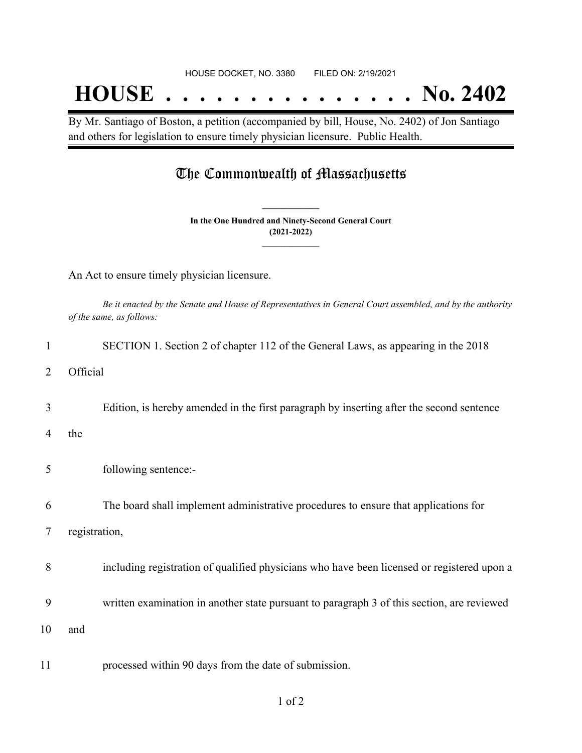HOUSE DOCKET, NO. 3380 FILED ON: 2/19/2021

# HOUSE . . . . . . . . . . . . . . . No. 2402

By Mr. Santiago of Boston, a petition (accompanied by bill, House, No. 2402) of Jon Santiago and others for legislation to ensure timely physician licensure. Public Health.

## The Commonwealth of Massachusetts

**In the One Hundred and Ninety-Second General Court (2021-2022)**

An Act to ensure timely physician licensure.

*Be it enacted by the Senate and House of Representatives in General Court assembled, and by the authority of the same, as follows:*

1 SECTION 1. Section 2 of chapter 112 of the General Laws, as appearing in the 2018

2 Official

3 Edition, is hereby amended in the first paragraph by inserting after the second sentence

4 the

5 following sentence:-

6 The board shall implement administrative procedures to ensure that applications for

7 registration,

8 including registration of qualified physicians who have been licensed or registered upon a

9 written examination in another state pursuant to paragraph 3 of this section, are reviewed

10 and

11 processed within 90 days from the date of submission.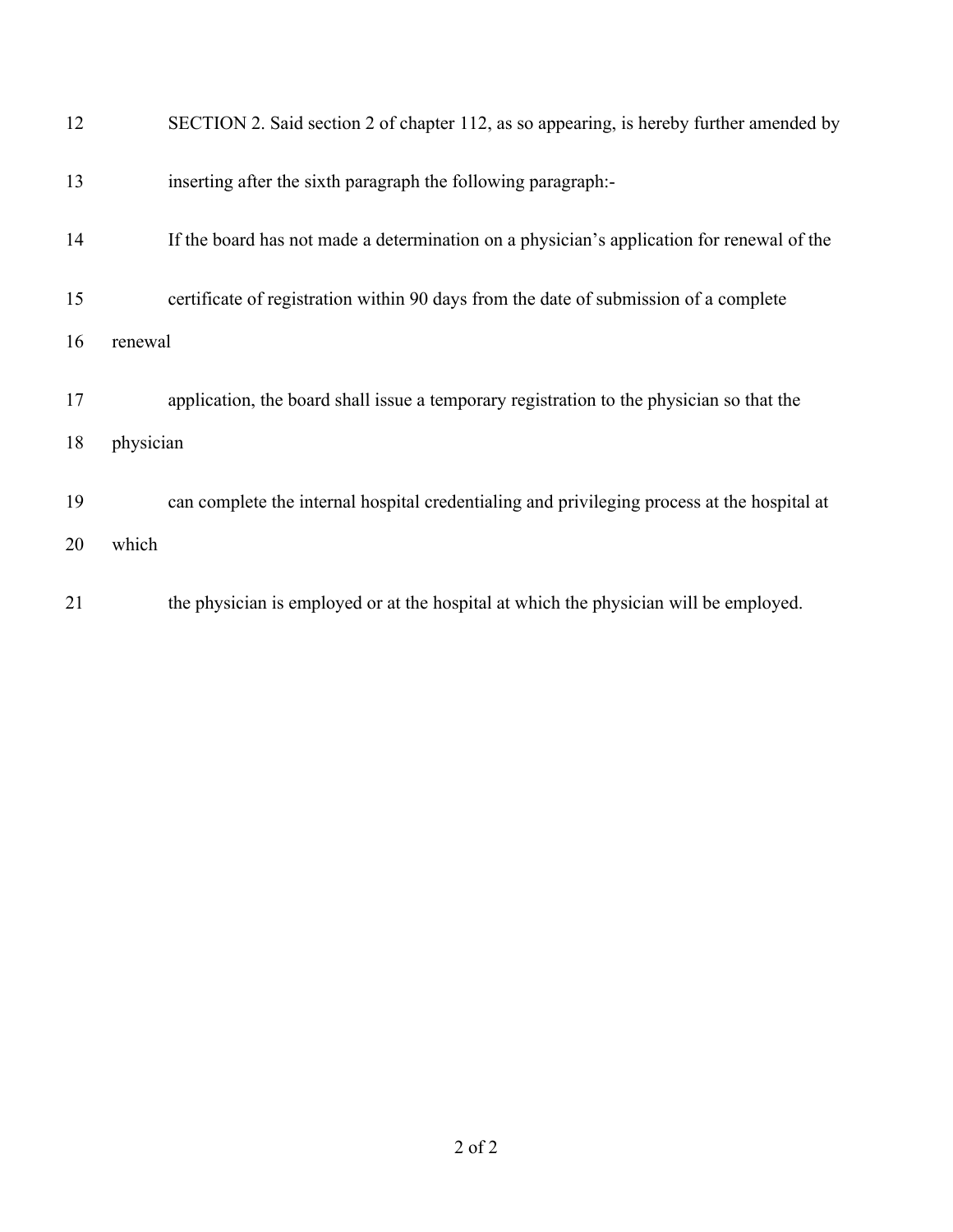SECTION 2. Said section 2 of chapter 112, as so appearing, is hereby further amended by inserting after the sixth paragraph the following paragraph:-

If the board has not made a determination on a physician's application for renewal of the certificate of registration within 90 days from the date of submission of a complete renewal application, the board shall issue a temporary registration to the physician so that the physician can complete the internal hospital credentialing and privileging process at the hospital at which the physician is employed or at the hospital at which the physician will be employed.